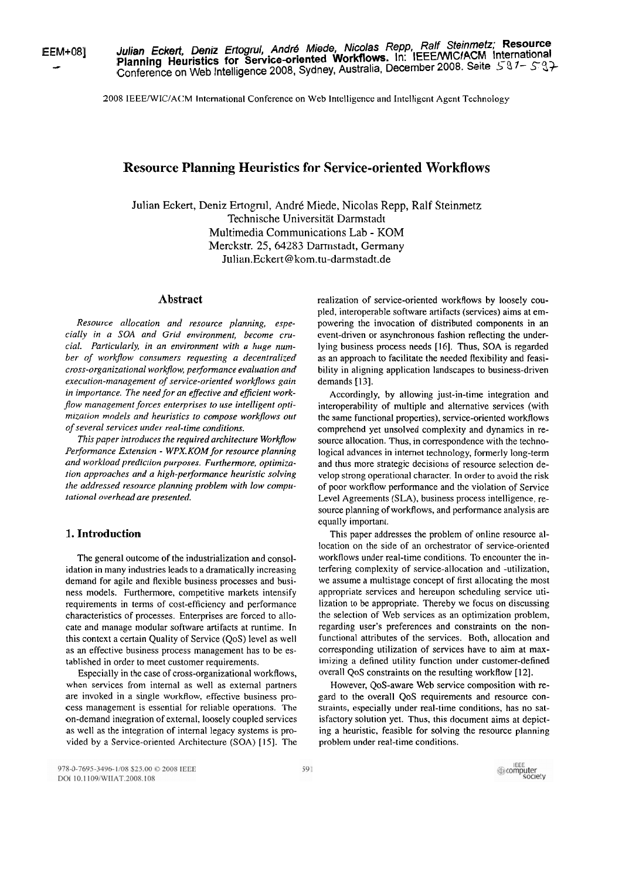[EEM+08] Julian Eckert, Deniz Ertogrul, André Miede, Nicolas Repp, Ralf Steinmetz; **Resource Planning Heuristics for Service-oriented Workflows.** In: IEEE/WIC/ACM International Conference on Web Intelligence 2008, Sydney, Australia, December 2008. Seite 591- 597

2008 IEEE/WIC/ACM International Conference on Web Intelligence and Intelligent Agent Technology

# Resource Planning Heuristics for Service-oriented Workflows

Julian Eckert, Deniz Ertogrul, André Miede, Nicolas Repp, Ralf Steinmetz
Technische Universität Darmstadt
Multimedia Communications Lab - KOM
Merckstr. 25, 64283 Darmstadt, Germany
Julian.Eckert@kom.tu-darmstadt.de

## Abstract

*Resource allocation and resource planning, especially in a SOA and Grid environment, become crucial. Particularly, in an environment with a huge number of workflow consumers requesting a decentralized cross-organizational workflow, performance evaluation and execution-management of service-oriented workflows gain in importance. The need for an effective and efficient workflow management forces enterprises to use intelligent optimization models and heuristics to compose workflows out of several services under real-time conditions.*

*This paper introduces the required architecture Workflow Performance Extension - WPX.KOM for resource planning and workload prediction purposes. Furthermore, optimization approaches and a high-performance heuristic solving the addressed resource planning problem with low computational overhead are presented.*

## 1. Introduction

The general outcome of the industrialization and consolidation in many industries leads to a dramatically increasing demand for agile and flexible business processes and business models. Furthermore, competitive markets intensify requirements in terms of cost-efficiency and performance characteristics of processes. Enterprises are forced to allocate and manage modular software artifacts at runtime. In this context a certain Quality of Service (QoS) level as well as an effective business process management has to be established in order to meet customer requirements.

Especially in the case of cross-organizational workflows, when services from internal as well as external partners are invoked in a single workflow, effective business process management is essential for reliable operations. The on-demand integration of external, loosely coupled services as well as the integration of internal legacy systems is provided by a Service-oriented Architecture (SOA) [15]. The realization of service-oriented workflows by loosely coupled, interoperable software artifacts (services) aims at empowering the invocation of distributed components in an event-driven or asynchronous fashion reflecting the underlying business process needs [16]. Thus, SOA is regarded as an approach to facilitate the needed flexibility and feasibility in aligning application landscapes to business-driven demands [13].

Accordingly, by allowing just-in-time integration and interoperability of multiple and alternative services (with the same functional properties), service-oriented workflows comprehend yet unsolved complexity and dynamics in resource allocation. Thus, in correspondence with the technological advances in internet technology, formerly long-term and thus more strategic decisions of resource selection develop strong operational character. In order to avoid the risk of poor workflow performance and the violation of Service Level Agreements (SLA), business process intelligence, resource planning of workflows, and performance analysis are equally important.

This paper addresses the problem of online resource allocation on the side of an orchestrator of service-oriented workflows under real-time conditions. To encounter the interfering complexity of service-allocation and -utilization, we assume a multistage concept of first allocating the most appropriate services and hereupon scheduling service utilization to be appropriate. Thereby we focus on discussing the selection of Web services as an optimization problem, regarding user's preferences and constraints on the non-functional attributes of the services. Both, allocation and corresponding utilization of services have to aim at maximizing a defined utility function under customer-defined overall QoS constraints on the resulting workflow [12].

However, QoS-aware Web service composition with regard to the overall QoS requirements and resource constraints, especially under real-time conditions, has no satisfactory solution yet. Thus, this document aims at depicting a heuristic, feasible for solving the resource planning problem under real-time conditions.

978-0-7695-3496-1/08 $25.00 © 2008 IEEE
DOI 10.1109/WIIAT.2008.108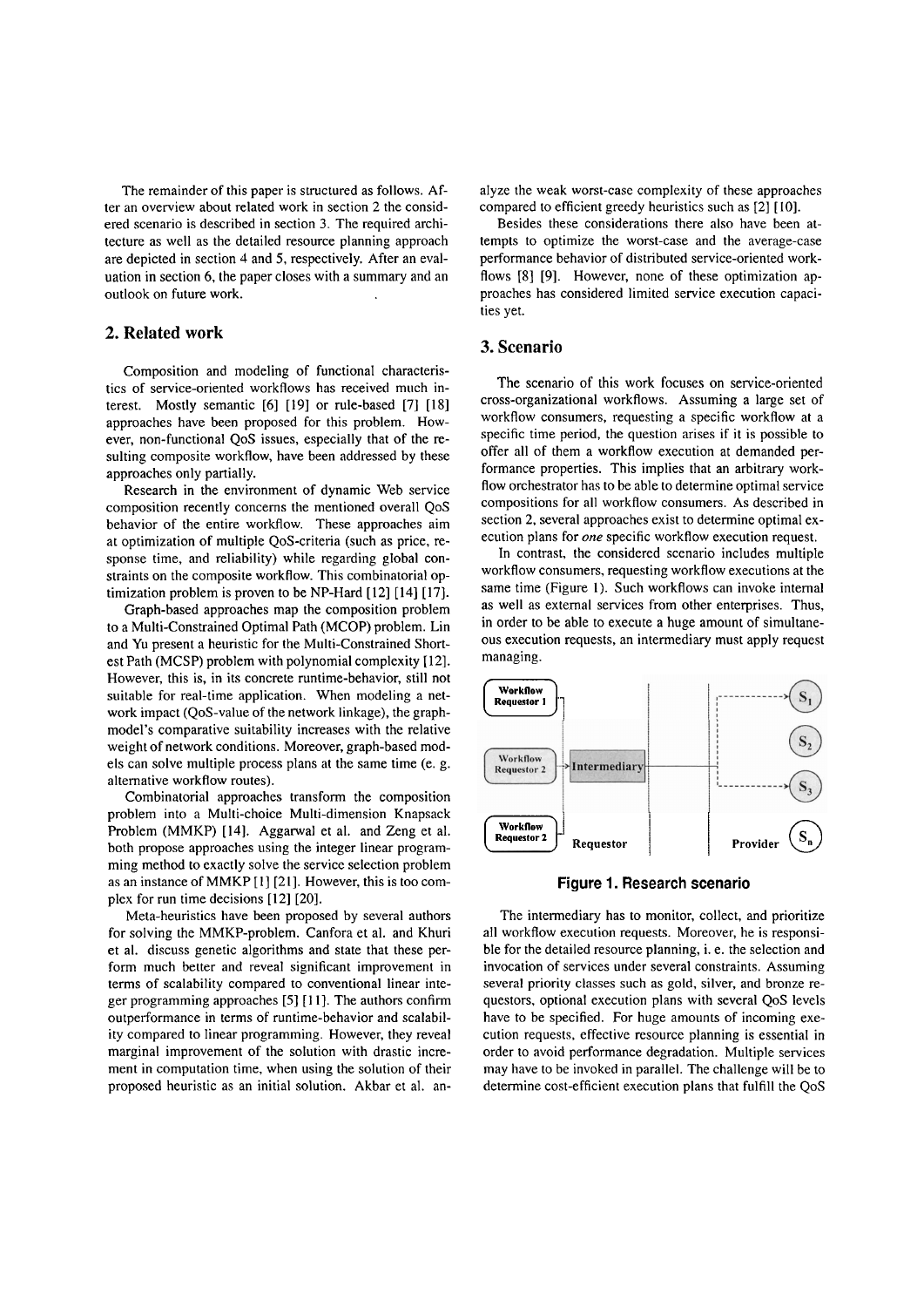The remainder of this paper is structured as follows. After an overview about related work in section 2 the considered scenario is described in section 3. The required architecture as well as the detailed resource planning approach are depicted in section 4 and 5, respectively. After an evaluation in section 6, the paper closes with a summary and an outlook on future work.

## 2. Related work

Composition and modeling of functional characteristics of service-oriented workflows has received much interest. Mostly semantic [6] [19] or rule-based [7] [18] approaches have been proposed for this problem. However, non-functional QoS issues, especially that of the resulting composite workflow, have been addressed by these approaches only partially.

Research in the environment of dynamic Web service composition recently concerns the mentioned overall QoS behavior of the entire workflow. These approaches aim at optimization of multiple QoS-criteria (such as price, response time, and reliability) while regarding global constraints on the composite workflow. This combinatorial optimization problem is proven to be NP-Hard [12] [14] [17].

Graph-based approaches map the composition problem to a Multi-Constrained Optimal Path (MCOP) problem. Lin and Yu present a heuristic for the Multi-Constrained Shortest Path (MCSP) problem with polynomial complexity [12]. However, this is, in its concrete runtime-behavior, still not suitable for real-time application. When modeling a network impact (QoS-value of the network linkage), the graph-model's comparative suitability increases with the relative weight of network conditions. Moreover, graph-based models can solve multiple process plans at the same time (e. g. alternative workflow routes).

Combinatorial approaches transform the composition problem into a Multi-choice Multi-dimension Knapsack Problem (MMKP) [14]. Aggarwal et al. and Zeng et al. both propose approaches using the integer linear programming method to exactly solve the service selection problem as an instance of MMKP [1] [21]. However, this is too complex for run time decisions [12] [20].

Meta-heuristics have been proposed by several authors for solving the MMKP-problem. Canfora et al. and Khuri et al. discuss genetic algorithms and state that these perform much better and reveal significant improvement in terms of scalability compared to conventional linear integer programming approaches [5] [11]. The authors confirm outperformance in terms of runtime-behavior and scalability compared to linear programming. However, they reveal marginal improvement of the solution with drastic increment in computation time, when using the solution of their proposed heuristic as an initial solution. Akbar et al. analyze the weak worst-case complexity of these approaches compared to efficient greedy heuristics such as [2] [10].

Besides these considerations there also have been attempts to optimize the worst-case and the average-case performance behavior of distributed service-oriented workflows [8] [9]. However, none of these optimization approaches has considered limited service execution capacities yet.

## 3. Scenario

The scenario of this work focuses on service-oriented cross-organizational workflows. Assuming a large set of workflow consumers, requesting a specific workflow at a specific time period, the question arises if it is possible to offer all of them a workflow execution at demanded performance properties. This implies that an arbitrary workflow orchestrator has to be able to determine optimal service compositions for all workflow consumers. As described in section 2, several approaches exist to determine optimal execution plans for *one* specific workflow execution request.

In contrast, the considered scenario includes multiple workflow consumers, requesting workflow executions at the same time (Figure 1). Such workflows can invoke internal as well as external services from other enterprises. Thus, in order to be able to execute a huge amount of simultaneous execution requests, an intermediary must apply request managing.

**Figure 1. Research scenario**

The intermediary has to monitor, collect, and prioritize all workflow execution requests. Moreover, he is responsible for the detailed resource planning, i. e. the selection and invocation of services under several constraints. Assuming several priority classes such as gold, silver, and bronze requestors, optional execution plans with several QoS levels have to be specified. For huge amounts of incoming execution requests, effective resource planning is essential in order to avoid performance degradation. Multiple services may have to be invoked in parallel. The challenge will be to determine cost-efficient execution plans that fulfill the QoS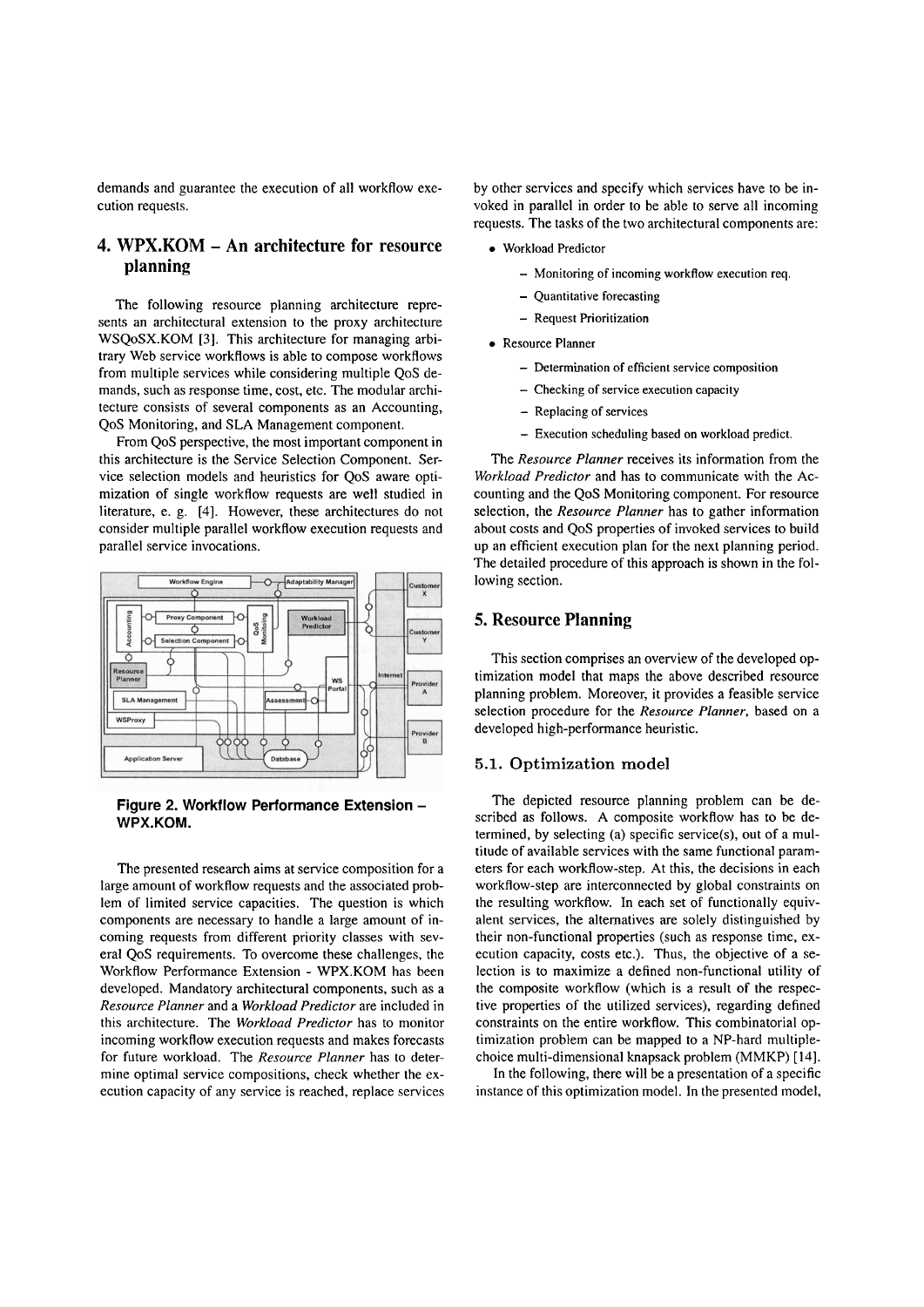demands and guarantee the execution of all workflow execution requests.

## 4. WPX.KOM – An architecture for resource planning

The following resource planning architecture represents an architectural extension to the proxy architecture WSQoSX.KOM [3]. This architecture for managing arbitrary Web service workflows is able to compose workflows from multiple services while considering multiple QoS demands, such as response time, cost, etc. The modular architecture consists of several components as an Accounting, QoS Monitoring, and SLA Management component.

From QoS perspective, the most important component in this architecture is the Service Selection Component. Service selection models and heuristics for QoS aware optimization of single workflow requests are well studied in literature, e. g. [4]. However, these architectures do not consider multiple parallel workflow execution requests and parallel service invocations.

Workflow Engine
Adaptability Manager
Accounting
Proxy Component
Selection Component
QoS Monitoring
Workload Predictor
Customer X
Customer Y
Resource Planner
WS Portal
Internet
Provider A
SLA Management
Assessment
WSProxy
Provider B
Application Server
Database

**Figure 2. Workflow Performance Extension – WPX.KOM.**

The presented research aims at service composition for a large amount of workflow requests and the associated problem of limited service capacities. The question is which components are necessary to handle a large amount of incoming requests from different priority classes with several QoS requirements. To overcome these challenges, the Workflow Performance Extension - WPX.KOM has been developed. Mandatory architectural components, such as a *Resource Planner* and a *Workload Predictor* are included in this architecture. The *Workload Predictor* has to monitor incoming workflow execution requests and makes forecasts for future workload. The *Resource Planner* has to determine optimal service compositions, check whether the execution capacity of any service is reached, replace services by other services and specify which services have to be invoked in parallel in order to be able to serve all incoming requests. The tasks of the two architectural components are:

- Workload Predictor
  - Monitoring of incoming workflow execution req.
  - Quantitative forecasting
  - Request Prioritization
- Resource Planner
  - Determination of efficient service composition
  - Checking of service execution capacity
  - Replacing of services
  - Execution scheduling based on workload predict.

The *Resource Planner* receives its information from the *Workload Predictor* and has to communicate with the Accounting and the QoS Monitoring component. For resource selection, the *Resource Planner* has to gather information about costs and QoS properties of invoked services to build up an efficient execution plan for the next planning period. The detailed procedure of this approach is shown in the following section.

## 5. Resource Planning

This section comprises an overview of the developed optimization model that maps the above described resource planning problem. Moreover, it provides a feasible service selection procedure for the *Resource Planner*, based on a developed high-performance heuristic.

### 5.1. Optimization model

The depicted resource planning problem can be described as follows. A composite workflow has to be determined, by selecting (a) specific service(s), out of a multitude of available services with the same functional parameters for each workflow-step. At this, the decisions in each workflow-step are interconnected by global constraints on the resulting workflow. In each set of functionally equivalent services, the alternatives are solely distinguished by their non-functional properties (such as response time, execution capacity, costs etc.). Thus, the objective of a selection is to maximize a defined non-functional utility of the composite workflow (which is a result of the respective properties of the utilized services), regarding defined constraints on the entire workflow. This combinatorial optimization problem can be mapped to a NP-hard multiple-choice multi-dimensional knapsack problem (MMKP) [14].

In the following, there will be a presentation of a specific instance of this optimization model. In the presented model,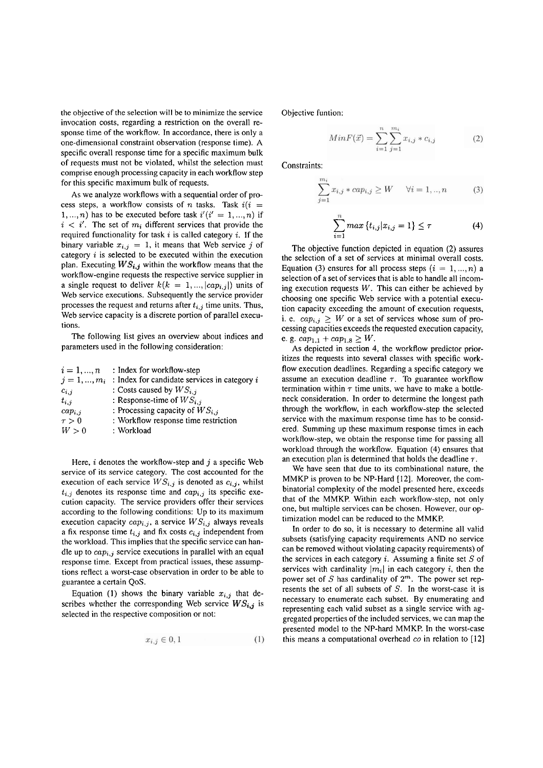the objective of the selection will be to minimize the service invocation costs, regarding a restriction on the overall response time of the workflow. In accordance, there is only a one-dimensional constraint observation (response time). A specific overall response time for a specific maximum bulk of requests must not be violated, whilst the selection must comprise enough processing capacity in each workflow step for this specific maximum bulk of requests.

As we analyze workflows with a sequential order of process steps, a workflow consists of $n$ tasks. Task $i (i = 1, ..., n)$ has to be executed before task $i' (i' = 1, ..., n)$ if $i < i'$. The set of $m_i$ different services that provide the required functionality for task $i$ is called category $i$. If the binary variable $x_{i,j} = 1$, it means that Web service $j$ of category $i$ is selected to be executed within the execution plan. Executing $\boldsymbol{WS_{i,j}}$ within the workflow means that the workflow-engine requests the respective service supplier in a single request to deliver $k (k = 1, ..., |cap_{i,j}|)$ units of Web service executions. Subsequently the service provider processes the request and returns after $t_{i,j}$ time units. Thus, Web service capacity is a discrete portion of parallel executions.

The following list gives an overview about indices and parameters used in the following consideration:

| | |
|---|---|
| $i = 1, ..., n$ | : Index for workflow-step |
| $j = 1, ..., m_i$ | : Index for candidate services in category $i$ |
| $c_{i,j}$ | : Costs caused by $WS_{i,j}$ |
| $t_{i,j}$ | : Response-time of $WS_{i,j}$ |
| $cap_{i,j}$ | : Processing capacity of $WS_{i,j}$ |
| $\tau > 0$ | : Workflow response time restriction |
| $W > 0$ | : Workload |

Here, $i$ denotes the workflow-step and $j$ a specific Web service of its service category. The cost accounted for the execution of each service $WS_{i,j}$ is denoted as $c_{i,j}$, whilst $t_{i,j}$ denotes its response time and $cap_{i,j}$ its specific execution capacity. The service providers offer their services according to the following conditions: Up to its maximum execution capacity $cap_{i,j}$, a service $WS_{i,j}$ always reveals a fix response time $t_{i,j}$ and fix costs $c_{i,j}$ independent from the workload. This implies that the specific service can handle up to $cap_{i,j}$ service executions in parallel with an equal response time. Except from practical issues, these assumptions reflect a worst-case observation in order to be able to guarantee a certain QoS.

Equation (1) shows the binary variable $x_{i,j}$ that describes whether the corresponding Web service $\boldsymbol{WS_{i,j}}$ is selected in the respective composition or not:

$$x_{i,j} \in 0, 1 \tag{1}$$

Objective funtion:

$$MinF(\vec{x}) = \sum_{i=1}^{n} \sum_{j=1}^{m_i} x_{i,j} * c_{i,j} \tag{2}$$

Constraints:

$$\sum_{j=1}^{m_i} x_{i,j} * cap_{i,j} \geq W \quad \forall i = 1, .., n \tag{3}$$

$$\sum_{i=1}^{n} max\,\{t_{i,j} | x_{i,j} = 1\} \leq \tau \tag{4}$$

The objective function depicted in equation (2) assures the selection of a set of services at minimal overall costs. Equation (3) ensures for all process steps $(i = 1, ..., n)$ a selection of a set of services that is able to handle all incoming execution requests $W$. This can either be achieved by choosing one specific Web service with a potential execution capacity exceeding the amount of execution requests, i. e. $cap_{i,j} \geq W$ or a set of services whose sum of processing capacities exceeds the requested execution capacity, e. g. $cap_{1,1} + cap_{1,8} \geq W$.

As depicted in section 4, the workflow predictor prioritizes the requests into several classes with specific workflow execution deadlines. Regarding a specific category we assume an execution deadline $\tau$. To guarantee workflow termination within $\tau$ time units, we have to make a bottleneck consideration. In order to determine the longest path through the workflow, in each workflow-step the selected service with the maximum response time has to be considered. Summing up these maximum response times in each workflow-step, we obtain the response time for passing all workload through the workflow. Equation (4) ensures that an execution plan is determined that holds the deadline $\tau$.

We have seen that due to its combinational nature, the MMKP is proven to be NP-Hard [12]. Moreover, the combinatorial complexity of the model presented here, exceeds that of the MMKP. Within each workflow-step, not only one, but multiple services can be chosen. However, our optimization model can be reduced to the MMKP.

In order to do so, it is necessary to determine all valid subsets (satisfying capacity requirements AND no service can be removed without violating capacity requirements) of the services in each category $i$. Assuming a finite set $S$ of services with cardinality $|m_i|$ in each category $i$, then the power set of $S$ has cardinality of $2^m$. The power set represents the set of all subsets of $S$. In the worst-case it is necessary to enumerate each subset. By enumerating and representing each valid subset as a single service with aggregated properties of the included services, we can map the presented model to the NP-hard MMKP. In the worst-case this means a computational overhead $co$ in relation to [12]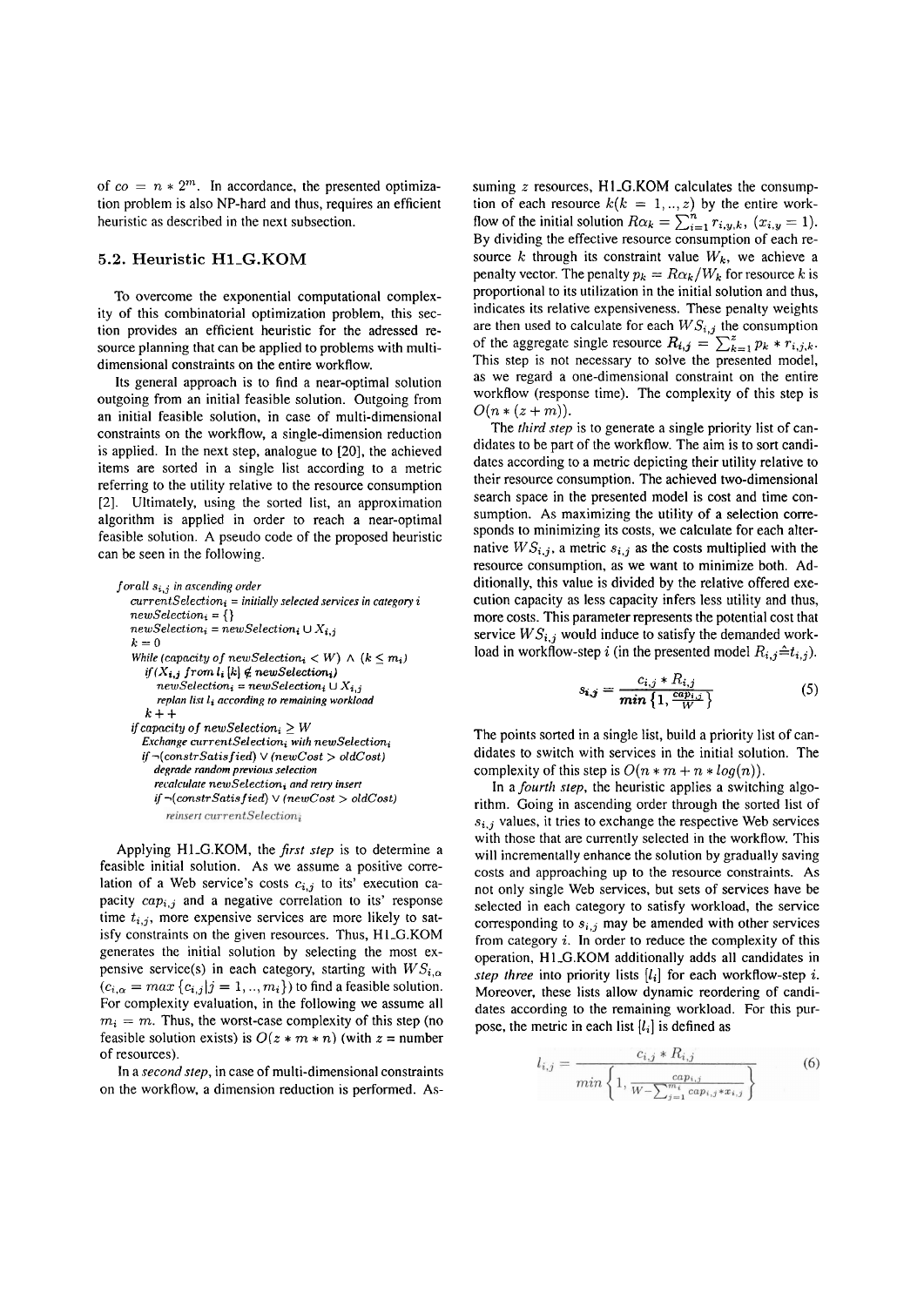of $co = n * 2^m$. In accordance, the presented optimization problem is also NP-hard and thus, requires an efficient heuristic as described in the next subsection.

### 5.2. Heuristic H1_G.KOM

To overcome the exponential computational complexity of this combinatorial optimization problem, this section provides an efficient heuristic for the adressed resource planning that can be applied to problems with multi-dimensional constraints on the entire workflow.

Its general approach is to find a near-optimal solution outgoing from an initial feasible solution. Outgoing from an initial feasible solution, in case of multi-dimensional constraints on the workflow, a single-dimension reduction is applied. In the next step, analogue to [20], the achieved items are sorted in a single list according to a metric referring to the utility relative to the resource consumption [2]. Ultimately, using the sorted list, an approximation algorithm is applied in order to reach a near-optimal feasible solution. A pseudo code of the proposed heuristic can be seen in the following.

```
forall s_{i,j} in ascending order
  currentSelection_i = initially selected services in category i
  newSelection_i = {}
  newSelection_i = newSelection_i ∪ X_{i,j}
  k = 0
  While (capacity of newSelection_i < W) ∧ (k ≤ m_i)
    if(X_{i,j} from l_i [k] ∉ newSelection_i)
      newSelection_i = newSelection_i ∪ X_{i,j}
      replan list l_i according to remaining workload
    k + +
  if capacity of newSelection_i ≥ W
    Exchange currentSelection_i with newSelection_i
    if ¬(constrSatisfied) ∨ (newCost > oldCost)
      degrade random previous selection
      recalculate newSelection_i and retry insert
      if ¬(constrSatisfied) ∨ (newCost > oldCost)
        reinsert currentSelection_i
```

Applying H1_G.KOM, the *first step* is to determine a feasible initial solution. As we assume a positive correlation of a Web service's costs $c_{i,j}$ to its' execution capacity $cap_{i,j}$ and a negative correlation to its' response time $t_{i,j}$, more expensive services are more likely to satisfy constraints on the given resources. Thus, H1_G.KOM generates the initial solution by selecting the most expensive service(s) in each category, starting with $WS_{i,\alpha}$ ($c_{i,\alpha} = max\{c_{i,j}|j = 1,..,m_i\}$) to find a feasible solution. For complexity evaluation, in the following we assume all $m_i = m$. Thus, the worst-case complexity of this step (no feasible solution exists) is $O(z * m * n)$ (with $z$ = number of resources).

In a *second step*, in case of multi-dimensional constraints on the workflow, a dimension reduction is performed. Assuming $z$ resources, H1_G.KOM calculates the consumption of each resource $k (k = 1,..,z)$ by the entire workflow of the initial solution $R\alpha_k = \sum_{i=1}^{n} r_{i,y,k}$, $(x_{i,y} = 1)$. By dividing the effective resource consumption of each resource $k$ through its constraint value $W_k$, we achieve a penalty vector. The penalty $p_k = R\alpha_k / W_k$ for resource $k$ is proportional to its utilization in the initial solution and thus, indicates its relative expensiveness. These penalty weights are then used to calculate for each $WS_{i,j}$ the consumption of the aggregate single resource $R_{i,j} = \sum_{k=1}^{z} p_k * r_{i,j,k}$. This step is not necessary to solve the presented model, as we regard a one-dimensional constraint on the entire workflow (response time). The complexity of this step is $O(n * (z + m))$.

The *third step* is to generate a single priority list of candidates to be part of the workflow. The aim is to sort candidates according to a metric depicting their utility relative to their resource consumption. The achieved two-dimensional search space in the presented model is cost and time consumption. As maximizing the utility of a selection corresponds to minimizing its costs, we calculate for each alternative $WS_{i,j}$, a metric $s_{i,j}$ as the costs multiplied with the resource consumption, as we want to minimize both. Additionally, this value is divided by the relative offered execution capacity as less capacity infers less utility and thus, more costs. This parameter represents the potential cost that service $WS_{i,j}$ would induce to satisfy the demanded workload in workflow-step $i$ (in the presented model $R_{i,j} \hat{=} t_{i,j}$).

$$s_{i,j} = \frac{c_{i,j} * R_{i,j}}{min\left\{1, \frac{cap_{i,j}}{W}\right\}} \tag{5}$$

The points sorted in a single list, build a priority list of candidates to switch with services in the initial solution. The complexity of this step is $O(n * m + n * log(n))$.

In a *fourth step*, the heuristic applies a switching algorithm. Going in ascending order through the sorted list of $s_{i,j}$ values, it tries to exchange the respective Web services with those that are currently selected in the workflow. This will incrementally enhance the solution by gradually saving costs and approaching up to the resource constraints. As not only single Web services, but sets of services have be selected in each category to satisfy workload, the service corresponding to $s_{i,j}$ may be amended with other services from category $i$. In order to reduce the complexity of this operation, H1_G.KOM additionally adds all candidates in *step three* into priority lists $[l_i]$ for each workflow-step $i$. Moreover, these lists allow dynamic reordering of candidates according to the remaining workload. For this purpose, the metric in each list $[l_i]$ is defined as

$$l_{i,j} = \frac{c_{i,j} * R_{i,j}}{min\left\{1, \frac{cap_{i,j}}{W - \sum_{j=1}^{m_i} cap_{i,j} * x_{i,j}}\right\}} \tag{6}$$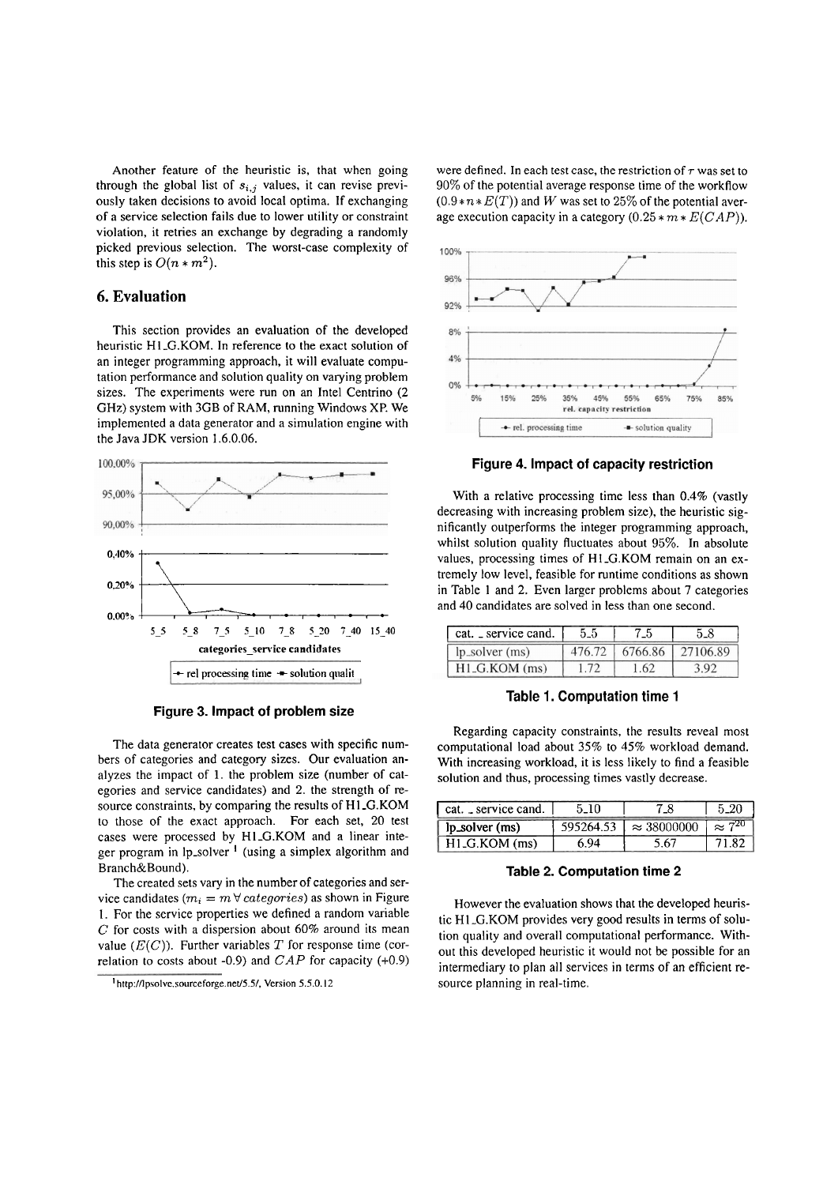Another feature of the heuristic is, that when going through the global list of $s_{i,j}$ values, it can revise previously taken decisions to avoid local optima. If exchanging of a service selection fails due to lower utility or constraint violation, it retries an exchange by degrading a randomly picked previous selection. The worst-case complexity of this step is $O(n * m^2)$.

## 6. Evaluation

This section provides an evaluation of the developed heuristic H1_G.KOM. In reference to the exact solution of an integer programming approach, it will evaluate computation performance and solution quality on varying problem sizes. The experiments were run on an Intel Centrino (2 GHz) system with 3GB of RAM, running Windows XP. We implemented a data generator and a simulation engine with the Java JDK version 1.6.0.06.

**Figure 3. Impact of problem size**

The data generator creates test cases with specific numbers of categories and category sizes. Our evaluation analyzes the impact of 1. the problem size (number of categories and service candidates) and 2. the strength of resource constraints, by comparing the results of H1_G.KOM to those of the exact approach. For each set, 20 test cases were processed by H1_G.KOM and a linear integer program in lp_solver [1] (using a simplex algorithm and Branch&Bound).

The created sets vary in the number of categories and service candidates ($m_i = m \, \forall \, categories$) as shown in Figure 1. For the service properties we defined a random variable $C$ for costs with a dispersion about 60% around its mean value ($E(C)$). Further variables $T$ for response time (correlation to costs about -0.9) and $CAP$ for capacity (+0.9) were defined. In each test case, the restriction of $\tau$ was set to 90% of the potential average response time of the workflow ($0.9 * n * E(T)$) and $W$ was set to 25% of the potential average execution capacity in a category ($0.25 * m * E(CAP)$).

[1] http://lpsolve.sourceforge.net/5.5/, Version 5.5.0.12

**Figure 4. Impact of capacity restriction**

With a relative processing time less than 0.4% (vastly decreasing with increasing problem size), the heuristic significantly outperforms the integer programming approach, whilst solution quality fluctuates about 95%. In absolute values, processing times of H1_G.KOM remain on an extremely low level, feasible for runtime conditions as shown in Table 1 and 2. Even larger problems about 7 categories and 40 candidates are solved in less than one second.

| cat. _ service cand. | 5_5 | 7_5 | 5_8 |
|---|---|---|---|
| lp_solver (ms) | 476.72 | 6766.86 | 27106.89 |
| H1_G.KOM (ms) | 1.72 | 1.62 | 3.92 |

**Table 1. Computation time 1**

Regarding capacity constraints, the results reveal most computational load about 35% to 45% workload demand. With increasing workload, it is less likely to find a feasible solution and thus, processing times vastly decrease.

| cat. _ service cand. | 5_10 | 7_8 | 5_20 |
|---|---|---|---|
| **lp_solver (ms)** | 595264.53 | $\approx 38000000$ | $\approx 7^{20}$ |
| H1_G.KOM (ms) | 6.94 | 5.67 | 71.82 |

**Table 2. Computation time 2**

However the evaluation shows that the developed heuristic H1_G.KOM provides very good results in terms of solution quality and overall computational performance. Without this developed heuristic it would not be possible for an intermediary to plan all services in terms of an efficient resource planning in real-time.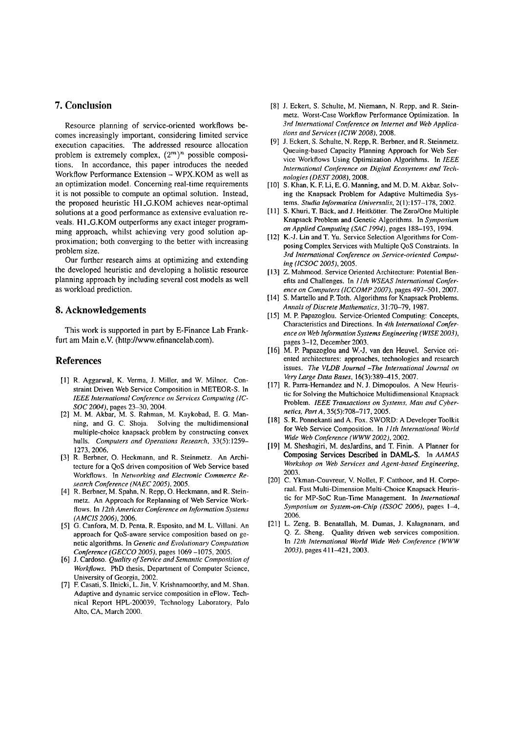## 7. Conclusion

Resource planning of service-oriented workflows becomes increasingly important, considering limited service execution capacities. The addressed resource allocation problem is extremely complex, $(2^m)^n$ possible compositions. In accordance, this paper introduces the needed Workflow Performance Extension – WPX.KOM as well as an optimization model. Concerning real-time requirements it is not possible to compute an optimal solution. Instead, the proposed heuristic H1_G.KOM achieves near-optimal solutions at a good performance as extensive evaluation reveals. H1_G.KOM outperforms any exact integer programming approach, whilst achieving very good solution approximation; both converging to the better with increasing problem size.

Our further research aims at optimizing and extending the developed heuristic and developing a holistic resource planning approach by including several cost models as well as workload prediction.

## 8. Acknowledgements

This work is supported in part by E-Finance Lab Frankfurt am Main e.V. (http://www.efinancelab.com).

## References

[1] R. Aggarwal, K. Verma, J. Miller, and W. Milnor. Constraint Driven Web Service Composition in METEOR-S. In *IEEE International Conference on Services Computing (ICSOC 2004)*, pages 23–30, 2004.

[2] M. M. Akbar, M. S. Rahman, M. Kaykobad, E. G. Manning, and G. C. Shoja. Solving the multidimensional multiple-choice knapsack problem by constructing convex hulls. *Computers and Operations Research*, 33(5):1259–1273, 2006.

[3] R. Berbner, O. Heckmann, and R. Steinmetz. An Architecture for a QoS driven composition of Web Service based Workflows. In *Networking and Electronic Commerce Research Conference (NAEC 2005)*, 2005.

[4] R. Berbner, M. Spahn, N. Repp, O. Heckmann, and R. Steinmetz. An Approach for Replanning of Web Service Workflows. In *12th Americas Conference on Information Systems (AMCIS 2006)*, 2006.

[5] G. Canfora, M. D. Penta, R. Esposito, and M. L. Villani. An approach for QoS-aware service composition based on genetic algorithms. In *Genetic and Evolutionary Computation Conference (GECCO 2005)*, pages 1069 –1075, 2005.

[6] J. Cardoso. *Quality of Service and Semantic Composition of Workflows*. PhD thesis, Department of Computer Science, University of Georgia, 2002.

[7] F. Casati, S. Ilnicki, L. Jin, V. Krishnamoorthy, and M. Shan. Adaptive and dynamic service composition in eFlow. Technical Report HPL-200039, Technology Laboratory, Palo Alto, CA, March 2000.

[8] J. Eckert, S. Schulte, M. Niemann, N. Repp, and R. Steinmetz. Worst-Case Workflow Performance Optimization. In *3rd International Conference on Internet and Web Applications and Services (ICIW 2008)*, 2008.

[9] J. Eckert, S. Schulte, N. Repp, R. Berbner, and R. Steinmetz. Queuing-based Capacity Planning Approach for Web Service Workflows Using Optimization Algorithms. In *IEEE International Conference on Digital Ecosystems and Technologies (DEST 2008)*, 2008.

[10] S. Khan, K. F. Li, E. G. Manning, and M. D. M. Akbar. Solving the Knapsack Problem for Adaptive Multimedia Systems. *Studia Informatica Universalis*, 2(1):157–178, 2002.

[11] S. Khuri, T. Bäck, and J. Heitkötter. The Zero/One Multiple Knapsack Problem and Genetic Algorithms. In *Symposium on Applied Computing (SAC 1994)*, pages 188–193, 1994.

[12] K.-J. Lin and T. Yu. Service Selection Algorithms for Composing Complex Services with Multiple QoS Constraints. In *3rd International Conference on Service-oriented Computing (ICSOC 2005)*, 2005.

[13] Z. Mahmood. Service Oriented Architecture: Potential Benefits and Challenges. In *11th WSEAS International Conference on Computers (ICCOMP 2007)*, pages 497–501, 2007.

[14] S. Martello and P. Toth. Algorithms for Knapsack Problems. *Annals of Discrete Mathematics*, 31:70–79, 1987.

[15] M. P. Papazoglou. Service-Oriented Computing: Concepts, Characteristics and Directions. In *4th International Conference on Web Information Systems Engineering (WISE 2003)*, pages 3–12, December 2003.

[16] M. P. Papazoglou and W.-J. van den Heuvel. Service oriented architectures: approaches, technologies and research issues. *The VLDB Journal –The International Journal on Very Large Data Bases*, 16(3):389–415, 2007.

[17] R. Parra-Hernandez and N. J. Dimopoulos. A New Heuristic for Solving the Multichoice Multidimensional Knapsack Problem. *IEEE Transactions on Systems, Man and Cybernetics, Part A*, 35(5):708–717, 2005.

[18] S. R. Ponnekanti and A. Fox. SWORD: A Developer Toolkit for Web Service Composition. In *11th International World Wide Web Conference (WWW 2002)*, 2002.

[19] M. Sheshagiri, M. desJardins, and T. Finin. A Planner for Composing Services Described in DAML-S. In *AAMAS Workshop on Web Services and Agent-based Engineering*, 2003.

[20] C. Ykman-Couvreur, V. Nollet, F. Catthoor, and H. Corporaal. Fast Multi-Dimension Multi-Choice Knapsack Heuristic for MP-SoC Run-Time Management. In *International Symposium on System-on-Chip (ISSOC 2006)*, pages 1–4, 2006.

[21] L. Zeng, B. Benatallah, M. Dumas, J. Kalagnanam, and Q. Z. Sheng. Quality driven web services composition. In *12th International World Wide Web Conference (WWW 2003)*, pages 411–421, 2003.